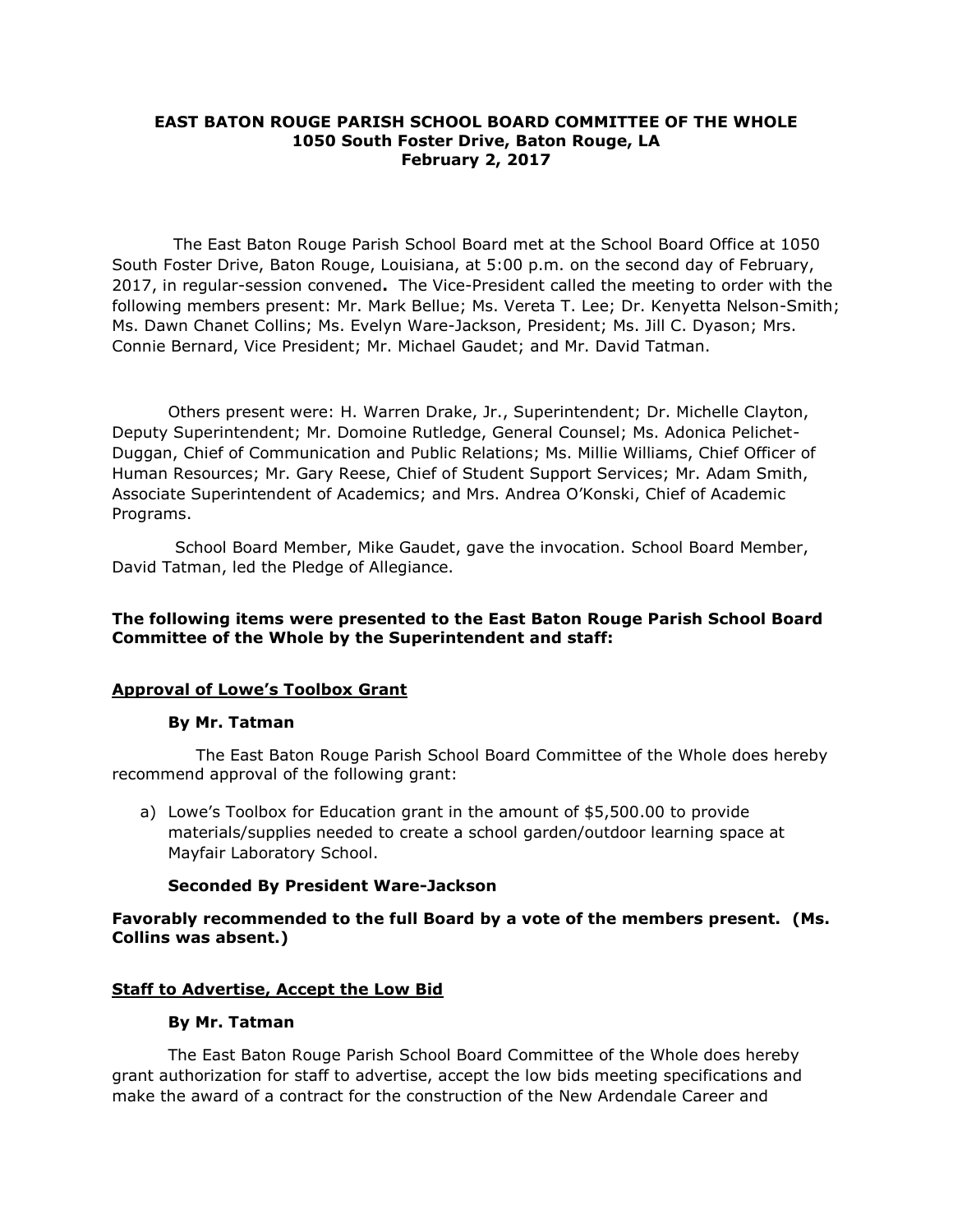**EAST BATON ROUGE PARISH SCHOOL BOARD COMMITTEE OF THE WHOLE**
**1050 South Foster Drive, Baton Rouge, LA**
**February 2, 2017**

The East Baton Rouge Parish School Board met at the School Board Office at 1050 South Foster Drive, Baton Rouge, Louisiana, at 5:00 p.m. on the second day of February, 2017, in regular-session convened**.** The Vice-President called the meeting to order with the following members present: Mr. Mark Bellue; Ms. Vereta T. Lee; Dr. Kenyetta Nelson-Smith; Ms. Dawn Chanet Collins; Ms. Evelyn Ware-Jackson, President; Ms. Jill C. Dyason; Mrs. Connie Bernard, Vice President; Mr. Michael Gaudet; and Mr. David Tatman.

Others present were: H. Warren Drake, Jr., Superintendent; Dr. Michelle Clayton, Deputy Superintendent; Mr. Domoine Rutledge, General Counsel; Ms. Adonica Pelichet-Duggan, Chief of Communication and Public Relations; Ms. Millie Williams, Chief Officer of Human Resources; Mr. Gary Reese, Chief of Student Support Services; Mr. Adam Smith, Associate Superintendent of Academics; and Mrs. Andrea O'Konski, Chief of Academic Programs.

School Board Member, Mike Gaudet, gave the invocation. School Board Member, David Tatman, led the Pledge of Allegiance.

**The following items were presented to the East Baton Rouge Parish School Board Committee of the Whole by the Superintendent and staff:**

**<u>Approval of Lowe's Toolbox Grant</u>**

**By Mr. Tatman**

The East Baton Rouge Parish School Board Committee of the Whole does hereby recommend approval of the following grant:

a) Lowe's Toolbox for Education grant in the amount of $5,500.00 to provide materials/supplies needed to create a school garden/outdoor learning space at Mayfair Laboratory School.

**Seconded By President Ware-Jackson**

**Favorably recommended to the full Board by a vote of the members present. (Ms. Collins was absent.)**

**<u>Staff to Advertise, Accept the Low Bid</u>**

**By Mr. Tatman**

The East Baton Rouge Parish School Board Committee of the Whole does hereby grant authorization for staff to advertise, accept the low bids meeting specifications and make the award of a contract for the construction of the New Ardendale Career and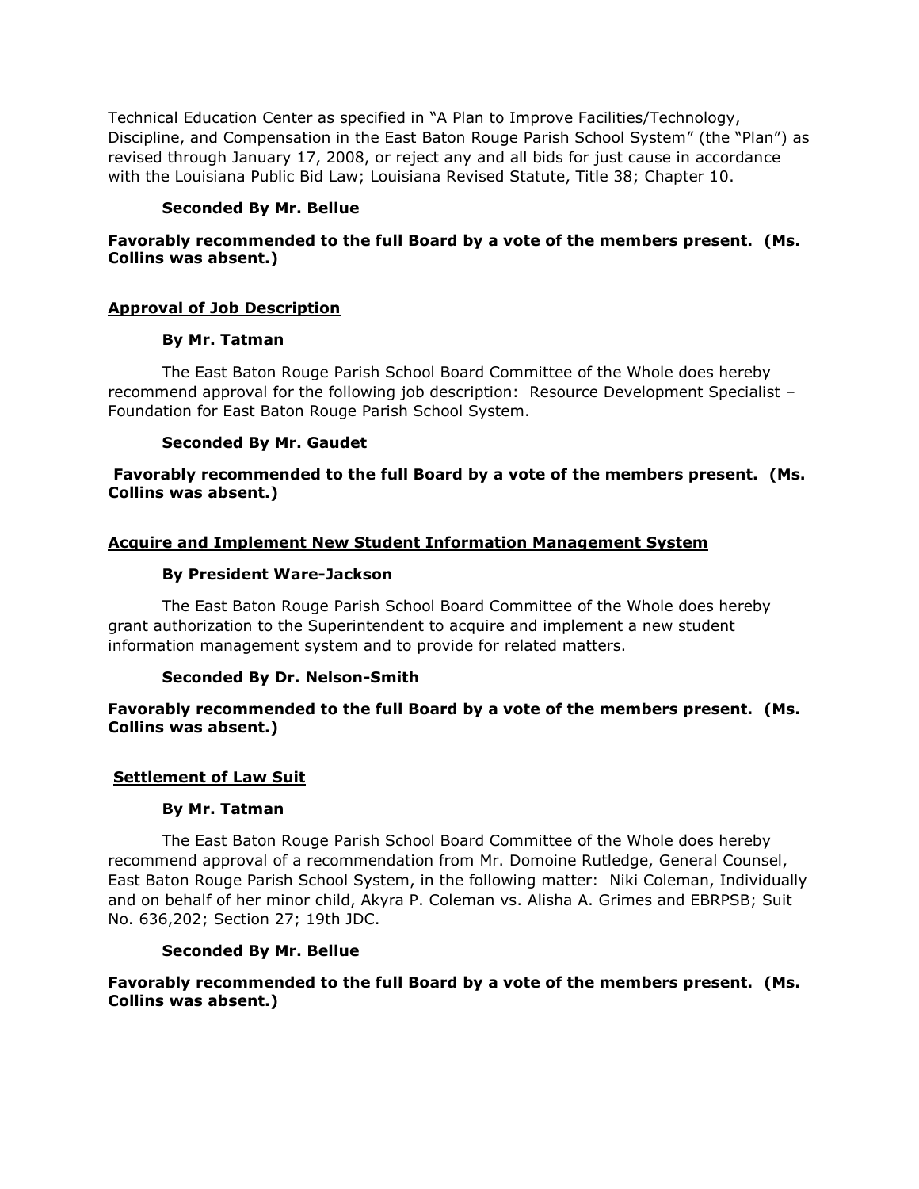Technical Education Center as specified in "A Plan to Improve Facilities/Technology, Discipline, and Compensation in the East Baton Rouge Parish School System" (the "Plan") as revised through January 17, 2008, or reject any and all bids for just cause in accordance with the Louisiana Public Bid Law; Louisiana Revised Statute, Title 38; Chapter 10.

**Seconded By Mr. Bellue**

**Favorably recommended to the full Board by a vote of the members present. (Ms. Collins was absent.)**

<u>**Approval of Job Description**</u>

**By Mr. Tatman**

The East Baton Rouge Parish School Board Committee of the Whole does hereby recommend approval for the following job description: Resource Development Specialist – Foundation for East Baton Rouge Parish School System.

**Seconded By Mr. Gaudet**

**Favorably recommended to the full Board by a vote of the members present. (Ms. Collins was absent.)**

<u>**Acquire and Implement New Student Information Management System**</u>

**By President Ware-Jackson**

The East Baton Rouge Parish School Board Committee of the Whole does hereby grant authorization to the Superintendent to acquire and implement a new student information management system and to provide for related matters.

**Seconded By Dr. Nelson-Smith**

**Favorably recommended to the full Board by a vote of the members present. (Ms. Collins was absent.)**

<u>**Settlement of Law Suit**</u>

**By Mr. Tatman**

The East Baton Rouge Parish School Board Committee of the Whole does hereby recommend approval of a recommendation from Mr. Domoine Rutledge, General Counsel, East Baton Rouge Parish School System, in the following matter: Niki Coleman, Individually and on behalf of her minor child, Akyra P. Coleman vs. Alisha A. Grimes and EBRPSB; Suit No. 636,202; Section 27; 19th JDC.

**Seconded By Mr. Bellue**

**Favorably recommended to the full Board by a vote of the members present. (Ms. Collins was absent.)**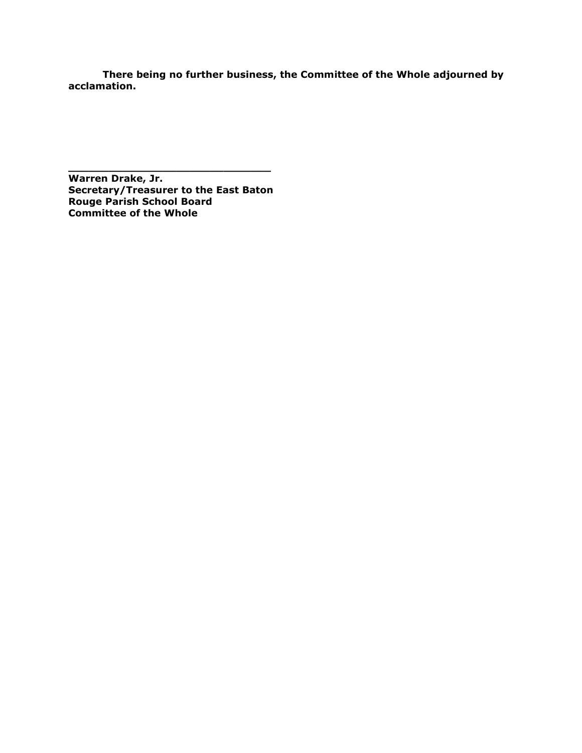**There being no further business, the Committee of the Whole adjourned by acclamation.**

\_\_\_\_\_\_\_\_\_\_\_\_\_\_\_\_\_\_\_\_\_\_\_\_\_\_\_\_\_\_\_\_

**Warren Drake, Jr.**
**Secretary/Treasurer to the East Baton Rouge Parish School Board**
**Committee of the Whole**